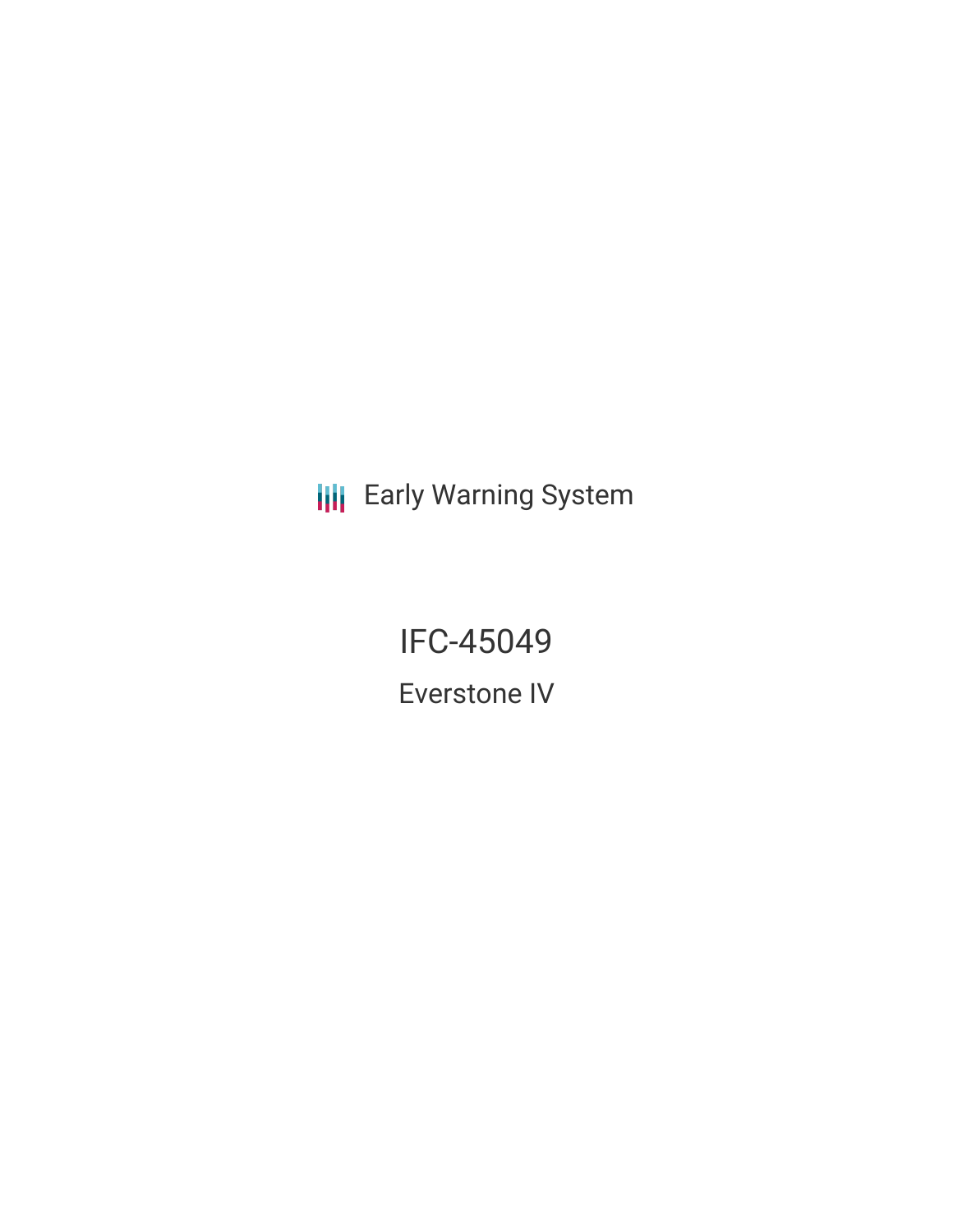Early Warning System

# IFC-45049

## Everstone IV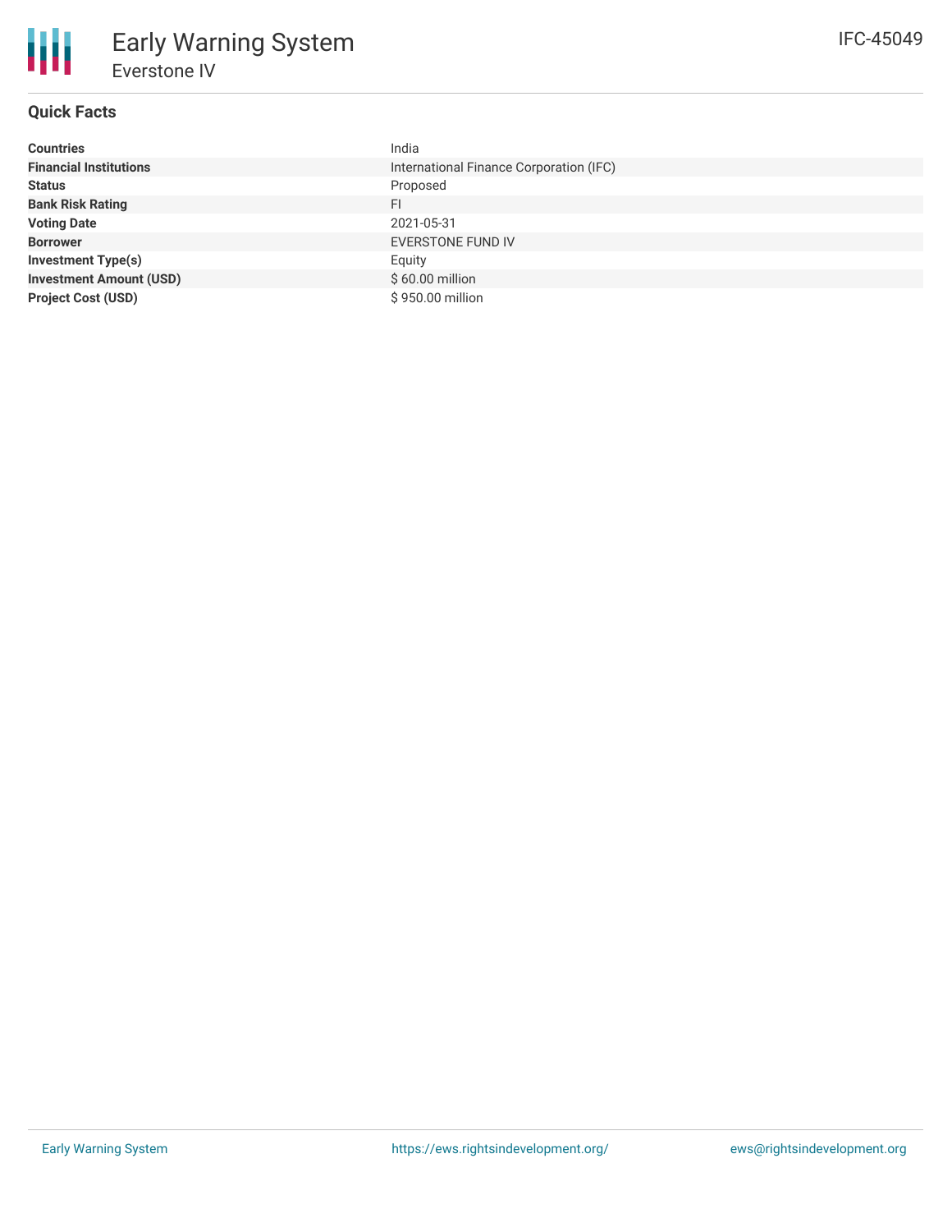# Early Warning System

## Everstone IV

IFC-45049

### Quick Facts

| | |
|---|---|
| **Countries** | India |
| **Financial Institutions** | International Finance Corporation (IFC) |
| **Status** | Proposed |
| **Bank Risk Rating** | FI |
| **Voting Date** | 2021-05-31 |
| **Borrower** | EVERSTONE FUND IV |
| **Investment Type(s)** | Equity |
| **Investment Amount (USD)** | $ 60.00 million |
| **Project Cost (USD)** | $ 950.00 million |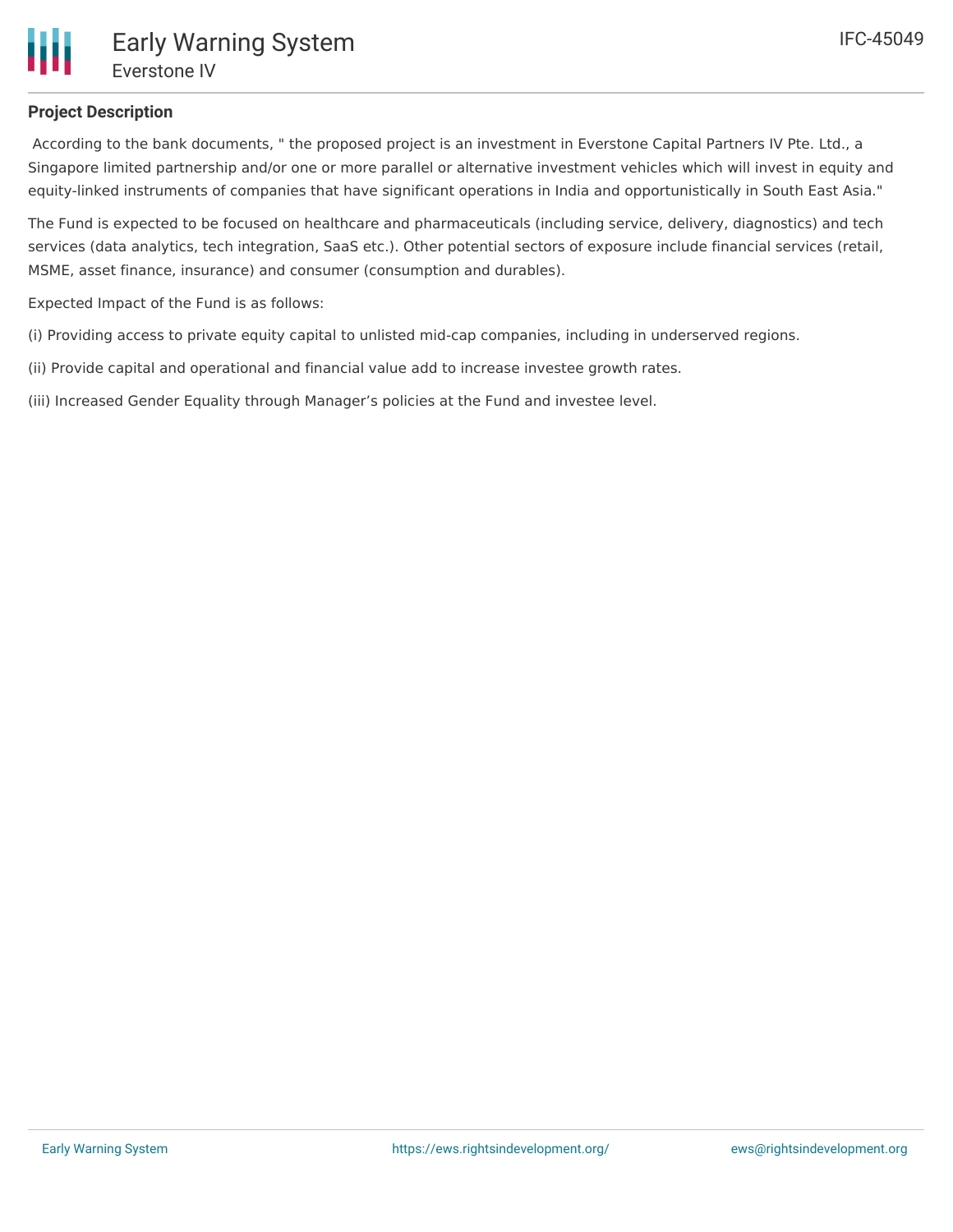### Project Description

According to the bank documents, " the proposed project is an investment in Everstone Capital Partners IV Pte. Ltd., a Singapore limited partnership and/or one or more parallel or alternative investment vehicles which will invest in equity and equity-linked instruments of companies that have significant operations in India and opportunistically in South East Asia."

The Fund is expected to be focused on healthcare and pharmaceuticals (including service, delivery, diagnostics) and tech services (data analytics, tech integration, SaaS etc.). Other potential sectors of exposure include financial services (retail, MSME, asset finance, insurance) and consumer (consumption and durables).

Expected Impact of the Fund is as follows:

(i) Providing access to private equity capital to unlisted mid-cap companies, including in underserved regions.

(ii) Provide capital and operational and financial value add to increase investee growth rates.

(iii) Increased Gender Equality through Manager’s policies at the Fund and investee level.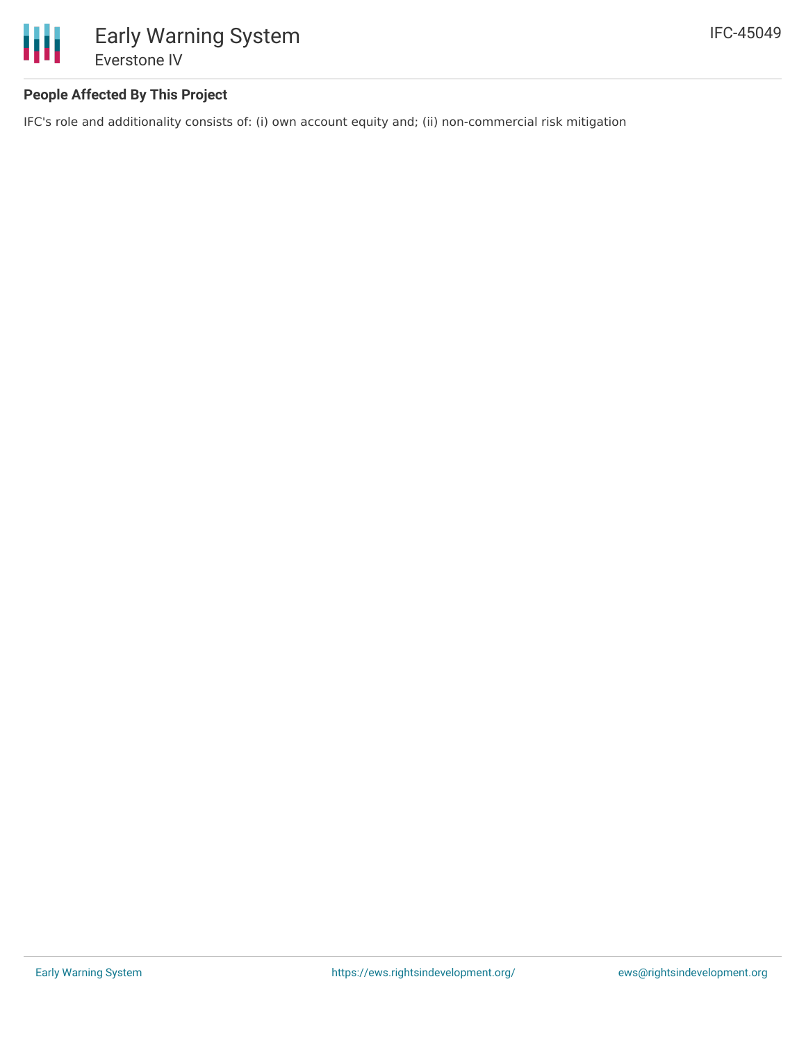### People Affected By This Project

IFC's role and additionality consists of: (i) own account equity and; (ii) non-commercial risk mitigation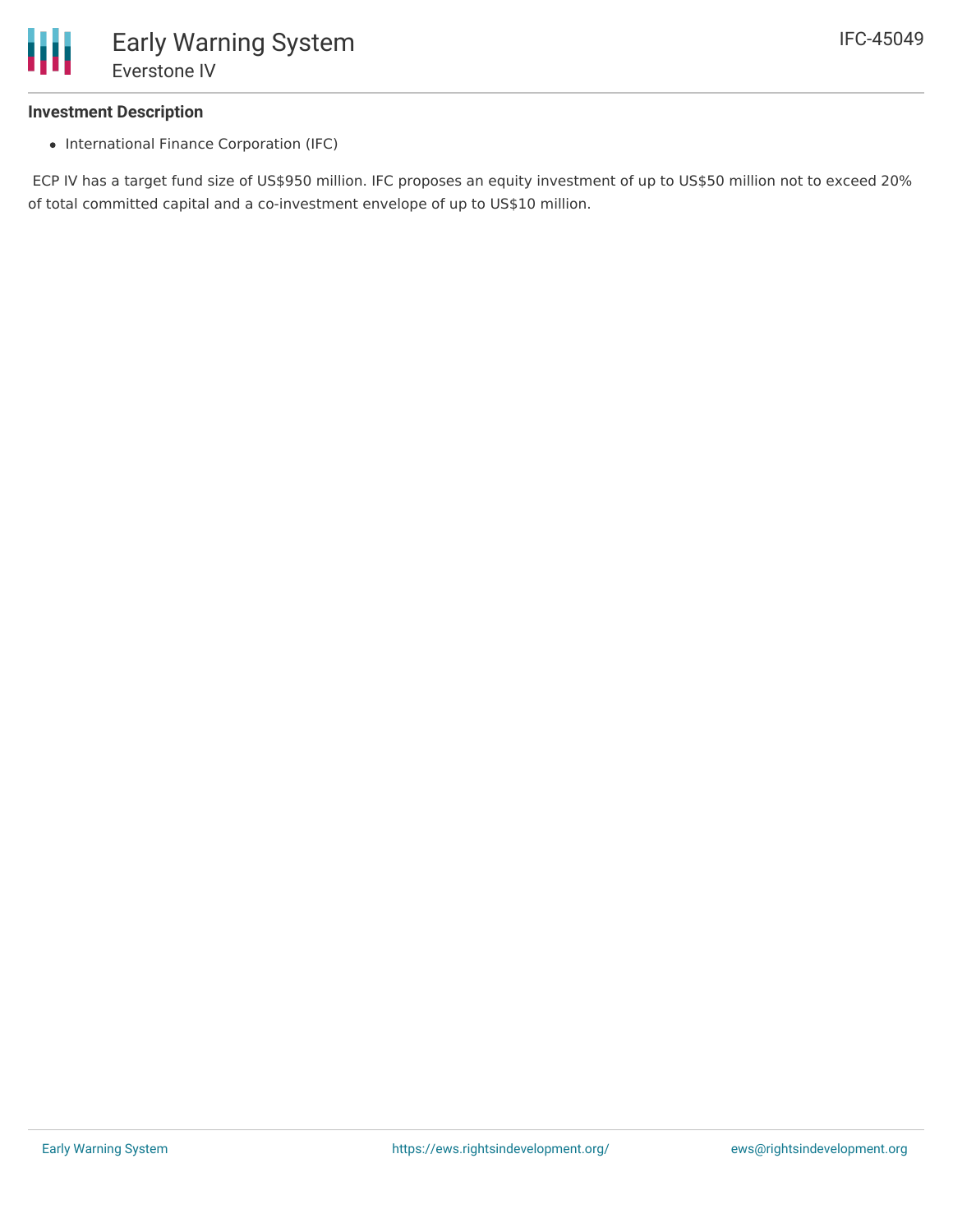## Investment Description

- International Finance Corporation (IFC)

ECP IV has a target fund size of US$950 million. IFC proposes an equity investment of up to US$50 million not to exceed 20% of total committed capital and a co-investment envelope of up to US$10 million.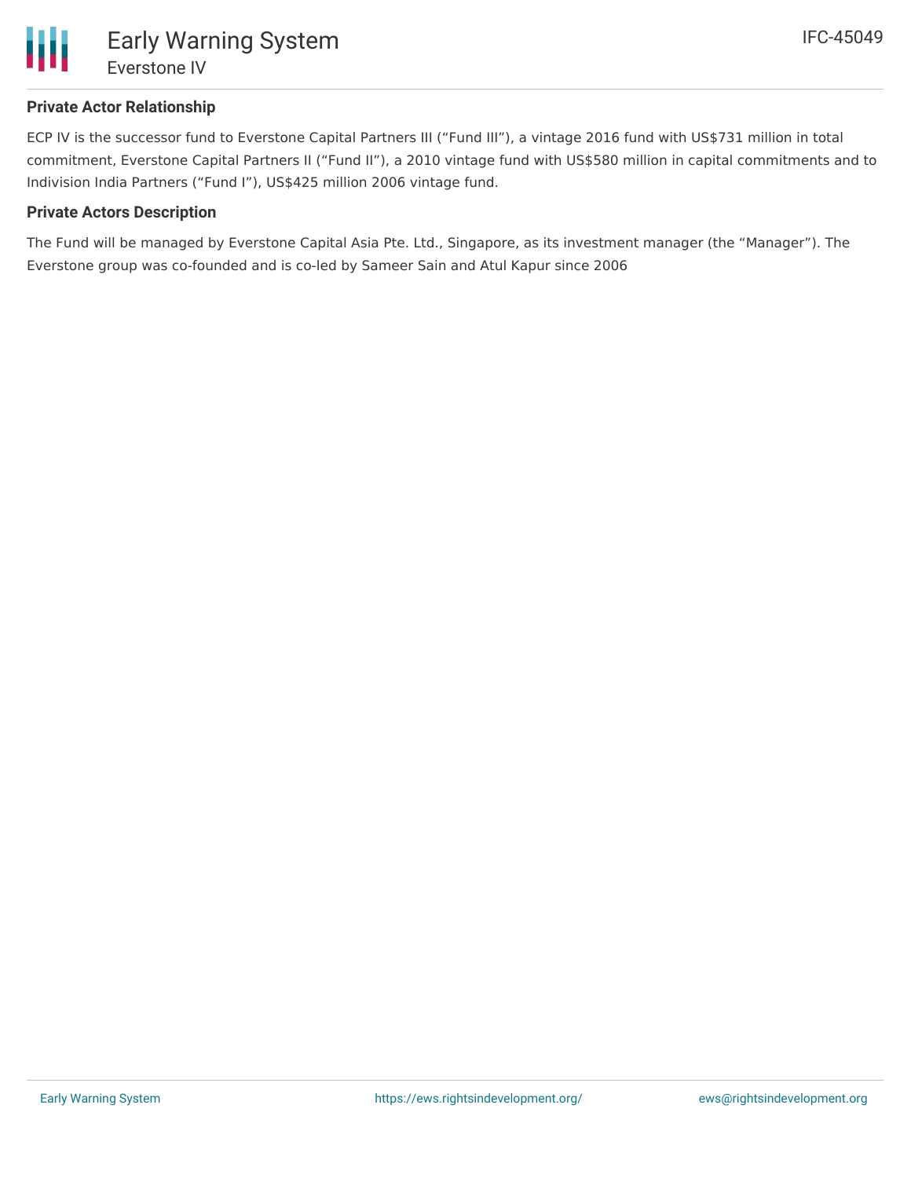### Private Actor Relationship

ECP IV is the successor fund to Everstone Capital Partners III (“Fund III”), a vintage 2016 fund with US$731 million in total commitment, Everstone Capital Partners II (“Fund II”), a 2010 vintage fund with US$580 million in capital commitments and to Indivision India Partners (“Fund I”), US$425 million 2006 vintage fund.

### Private Actors Description

The Fund will be managed by Everstone Capital Asia Pte. Ltd., Singapore, as its investment manager (the “Manager”). The Everstone group was co-founded and is co-led by Sameer Sain and Atul Kapur since 2006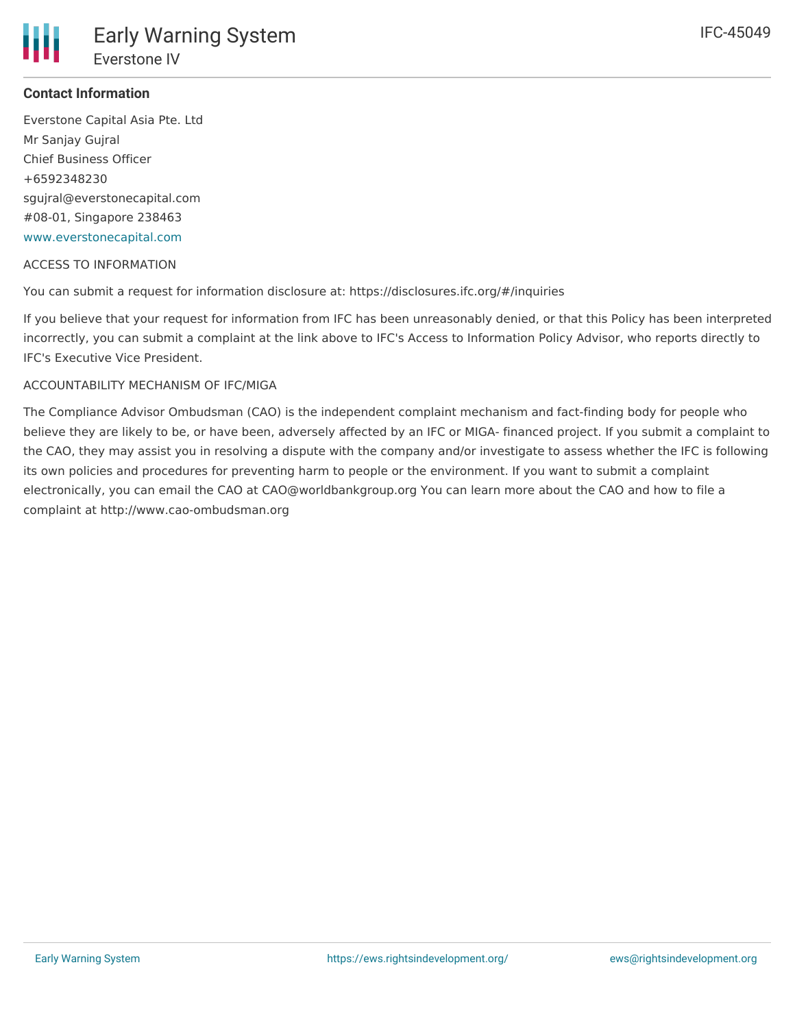### Contact Information

Everstone Capital Asia Pte. Ltd
Mr Sanjay Gujral
Chief Business Officer
+6592348230
sgujral@everstonecapital.com
#08-01, Singapore 238463
www.everstonecapital.com

ACCESS TO INFORMATION

You can submit a request for information disclosure at: https://disclosures.ifc.org/#/inquiries

If you believe that your request for information from IFC has been unreasonably denied, or that this Policy has been interpreted incorrectly, you can submit a complaint at the link above to IFC's Access to Information Policy Advisor, who reports directly to IFC's Executive Vice President.

ACCOUNTABILITY MECHANISM OF IFC/MIGA

The Compliance Advisor Ombudsman (CAO) is the independent complaint mechanism and fact-finding body for people who believe they are likely to be, or have been, adversely affected by an IFC or MIGA- financed project. If you submit a complaint to the CAO, they may assist you in resolving a dispute with the company and/or investigate to assess whether the IFC is following its own policies and procedures for preventing harm to people or the environment. If you want to submit a complaint electronically, you can email the CAO at CAO@worldbankgroup.org You can learn more about the CAO and how to file a complaint at http://www.cao-ombudsman.org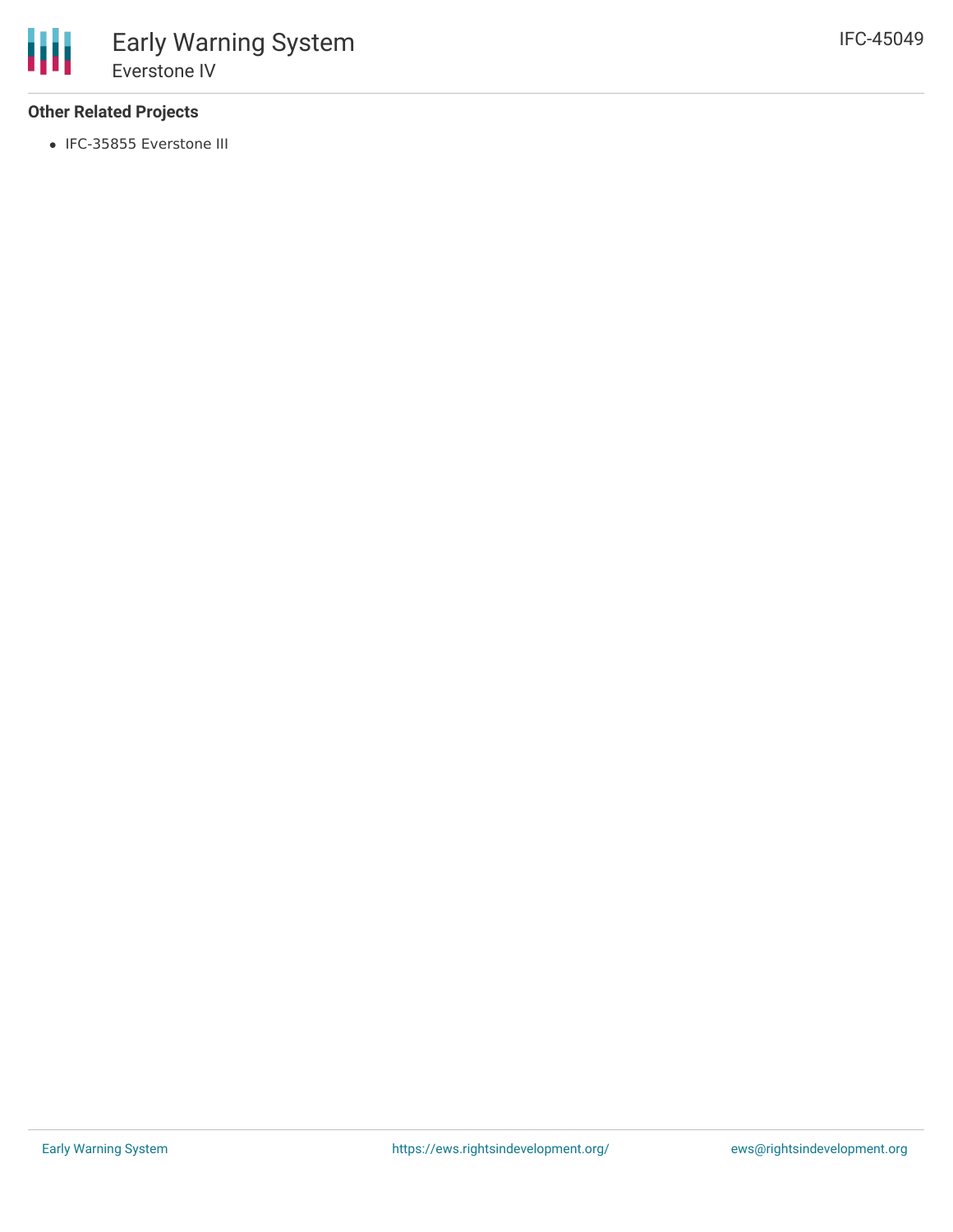### Other Related Projects

- IFC-35855 Everstone III